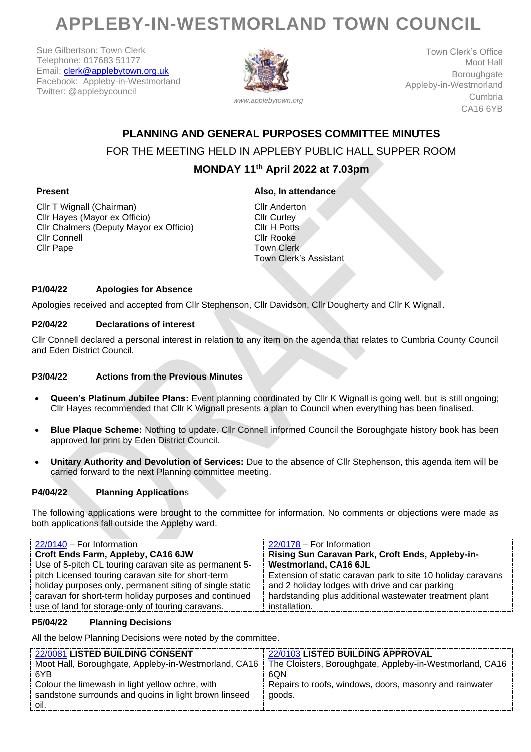# APPLEBY-IN-WESTMORLAND TOWN COUNCIL

Sue Gilbertson: Town Clerk
Telephone: 017683 51177
Email: clerk@applebytown.org.uk
Facebook: Appleby-in-Westmorland
Twitter: @applebycouncil

www.applebytown.org

Town Clerk's Office
Moot Hall
Boroughgate
Appleby-in-Westmorland
Cumbria
CA16 6YB

## PLANNING AND GENERAL PURPOSES COMMITTEE MINUTES

FOR THE MEETING HELD IN APPLEBY PUBLIC HALL SUPPER ROOM

**MONDAY 11th April 2022 at 7.03pm**

**Present**

Cllr T Wignall (Chairman)
Cllr Hayes (Mayor ex Officio)
Cllr Chalmers (Deputy Mayor ex Officio)
Cllr Connell
Cllr Pape

**Also, In attendance**

Cllr Anderton
Cllr Curley
Cllr H Potts
Cllr Rooke
Town Clerk
Town Clerk's Assistant

### P1/04/22 Apologies for Absence

Apologies received and accepted from Cllr Stephenson, Cllr Davidson, Cllr Dougherty and Cllr K Wignall.

### P2/04/22 Declarations of interest

Cllr Connell declared a personal interest in relation to any item on the agenda that relates to Cumbria County Council and Eden District Council.

### P3/04/22 Actions from the Previous Minutes

- **Queen's Platinum Jubilee Plans:** Event planning coordinated by Cllr K Wignall is going well, but is still ongoing; Cllr Hayes recommended that Cllr K Wignall presents a plan to Council when everything has been finalised.
- **Blue Plaque Scheme:** Nothing to update. Cllr Connell informed Council the Boroughgate history book has been approved for print by Eden District Council.
- **Unitary Authority and Devolution of Services:** Due to the absence of Cllr Stephenson, this agenda item will be carried forward to the next Planning committee meeting.

### P4/04/22 Planning Applications

The following applications were brought to the committee for information. No comments or objections were made as both applications fall outside the Appleby ward.

| 22/0140 – For Information<br>**Croft Ends Farm, Appleby, CA16 6JW**<br>Use of 5-pitch CL touring caravan site as permanent 5-pitch Licensed touring caravan site for short-term holiday purposes only, permanent siting of single static caravan for short-term holiday purposes and continued use of land for storage-only of touring caravans. | 22/0178 – For Information<br>**Rising Sun Caravan Park, Croft Ends, Appleby-in-Westmorland, CA16 6JL**<br>Extension of static caravan park to site 10 holiday caravans and 2 holiday lodges with drive and car parking hardstanding plus additional wastewater treatment plant installation. |
|---|---|

### P5/04/22 Planning Decisions

All the below Planning Decisions were noted by the committee.

| 22/0081 **LISTED BUILDING CONSENT**<br>Moot Hall, Boroughgate, Appleby-in-Westmorland, CA16 6YB<br>Colour the limewash in light yellow ochre, with sandstone surrounds and quoins in light brown linseed oil. | 22/0103 **LISTED BUILDING APPROVAL**<br>The Cloisters, Boroughgate, Appleby-in-Westmorland, CA16 6QN<br>Repairs to roofs, windows, doors, masonry and rainwater goods. |
|---|---|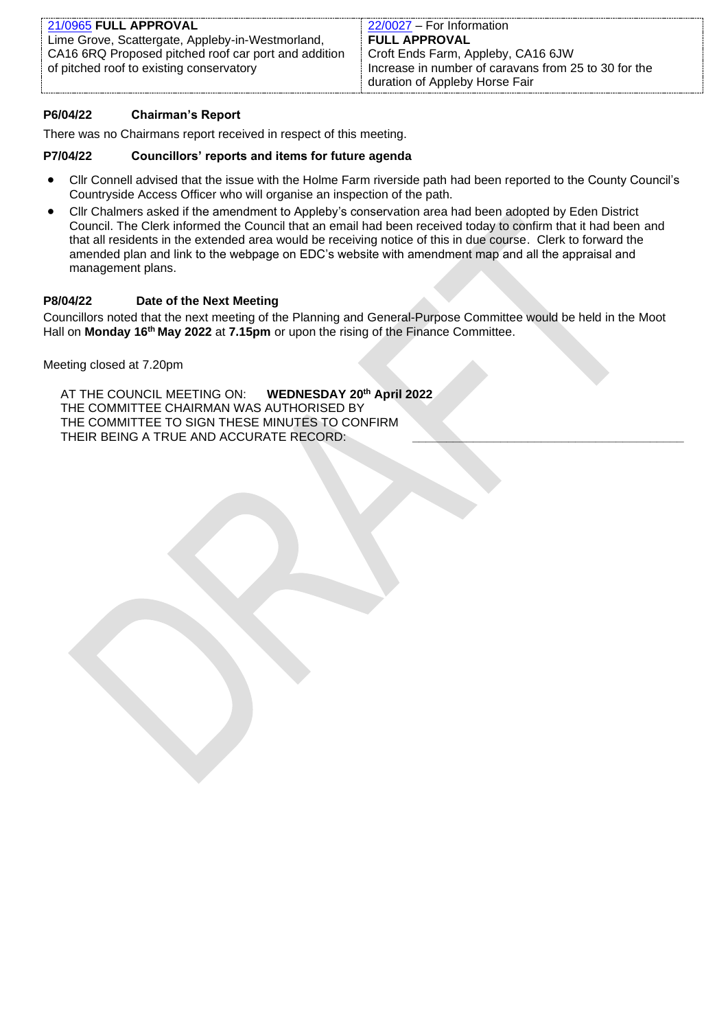| | |
|---|---|
| 21/0965 **FULL APPROVAL**<br>Lime Grove, Scattergate, Appleby-in-Westmorland, CA16 6RQ Proposed pitched roof car port and addition of pitched roof to existing conservatory | 22/0027 – For Information<br>**FULL APPROVAL**<br>Croft Ends Farm, Appleby, CA16 6JW<br>Increase in number of caravans from 25 to 30 for the duration of Appleby Horse Fair |

**P6/04/22 Chairman's Report**

There was no Chairmans report received in respect of this meeting.

**P7/04/22 Councillors' reports and items for future agenda**

- Cllr Connell advised that the issue with the Holme Farm riverside path had been reported to the County Council's Countryside Access Officer who will organise an inspection of the path.
- Cllr Chalmers asked if the amendment to Appleby's conservation area had been adopted by Eden District Council. The Clerk informed the Council that an email had been received today to confirm that it had been and that all residents in the extended area would be receiving notice of this in due course. Clerk to forward the amended plan and link to the webpage on EDC's website with amendment map and all the appraisal and management plans.

**P8/04/22 Date of the Next Meeting**

Councillors noted that the next meeting of the Planning and General-Purpose Committee would be held in the Moot Hall on **Monday 16th May 2022** at **7.15pm** or upon the rising of the Finance Committee.

Meeting closed at 7.20pm

AT THE COUNCIL MEETING ON: **WEDNESDAY 20th April 2022**
THE COMMITTEE CHAIRMAN WAS AUTHORISED BY
THE COMMITTEE TO SIGN THESE MINUTES TO CONFIRM
THEIR BEING A TRUE AND ACCURATE RECORD: \_\_\_\_\_\_\_\_\_\_\_\_\_\_\_\_\_\_\_\_\_\_\_\_\_\_\_\_\_\_\_\_\_\_\_\_\_\_\_\_

DRAFT